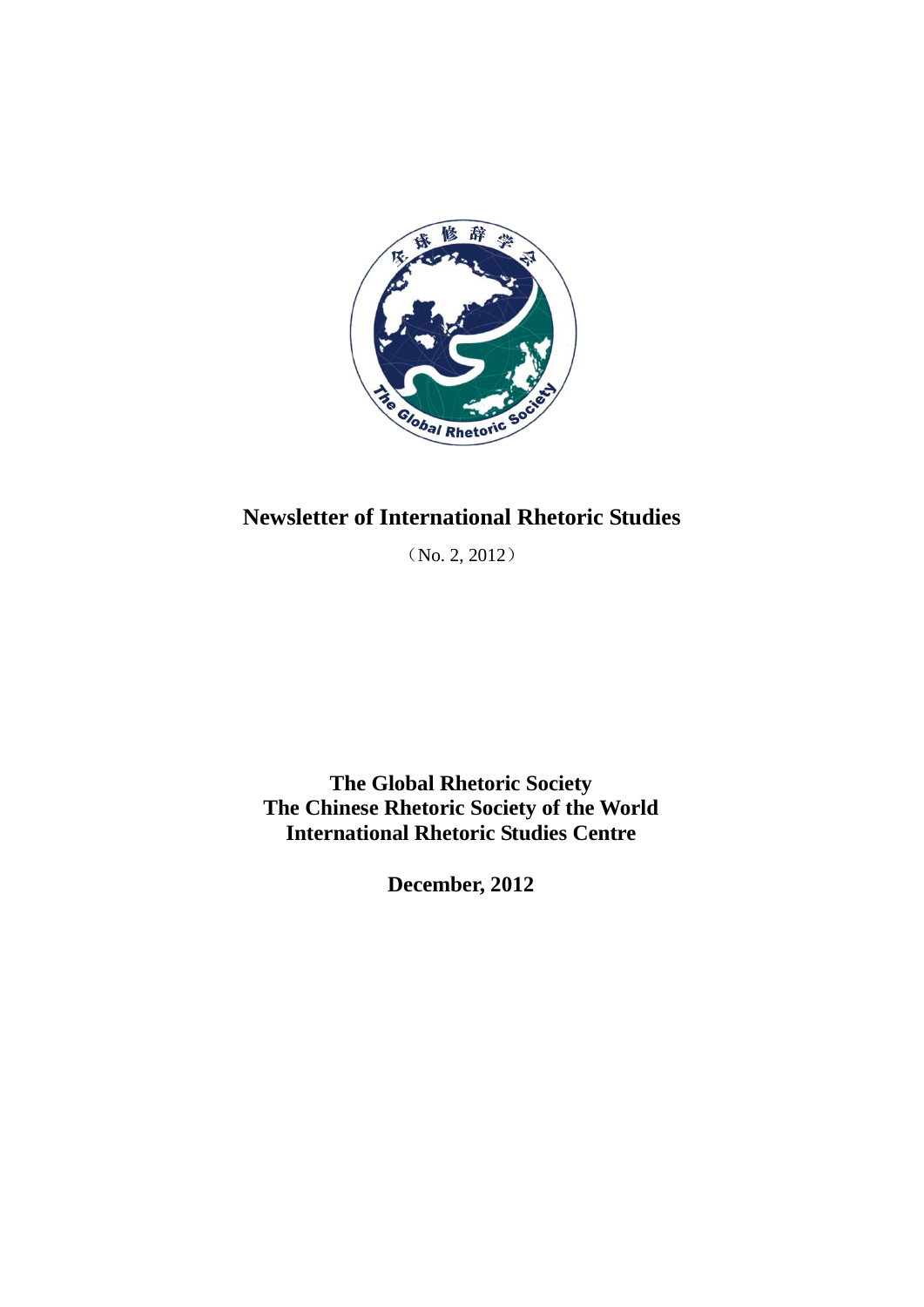# Newsletter of International Rhetoric Studies

（No. 2, 2012）

**The Global Rhetoric Society**
**The Chinese Rhetoric Society of the World**
**International Rhetoric Studies Centre**

**December, 2012**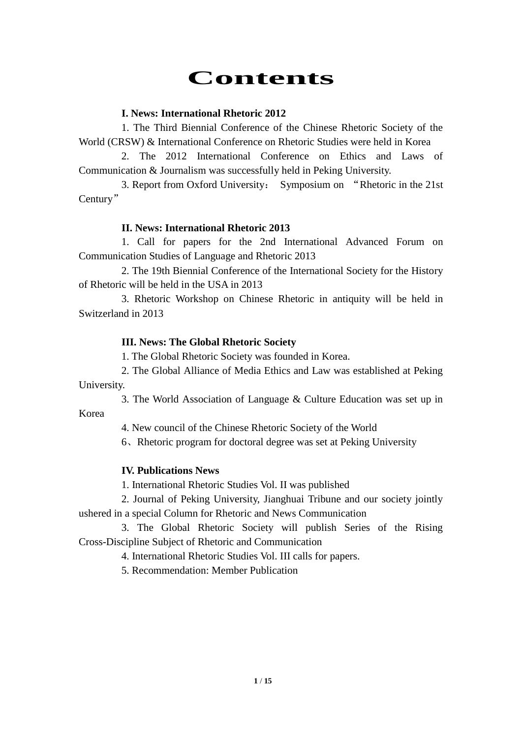# Contents

**I. News: International Rhetoric 2012**

1. The Third Biennial Conference of the Chinese Rhetoric Society of the World (CRSW) & International Conference on Rhetoric Studies were held in Korea

2. The 2012 International Conference on Ethics and Laws of Communication & Journalism was successfully held in Peking University.

3. Report from Oxford University： Symposium on “Rhetoric in the 21st Century”

**II. News: International Rhetoric 2013**

1. Call for papers for the 2nd International Advanced Forum on Communication Studies of Language and Rhetoric 2013

2. The 19th Biennial Conference of the International Society for the History of Rhetoric will be held in the USA in 2013

3. Rhetoric Workshop on Chinese Rhetoric in antiquity will be held in Switzerland in 2013

**III. News: The Global Rhetoric Society**

1. The Global Rhetoric Society was founded in Korea.

2. The Global Alliance of Media Ethics and Law was established at Peking University.

3. The World Association of Language & Culture Education was set up in Korea

4. New council of the Chinese Rhetoric Society of the World

6、Rhetoric program for doctoral degree was set at Peking University

**IV. Publications News**

1. International Rhetoric Studies Vol. II was published

2. Journal of Peking University, Jianghuai Tribune and our society jointly ushered in a special Column for Rhetoric and News Communication

3. The Global Rhetoric Society will publish Series of the Rising Cross-Discipline Subject of Rhetoric and Communication

4. International Rhetoric Studies Vol. III calls for papers.

5. Recommendation: Member Publication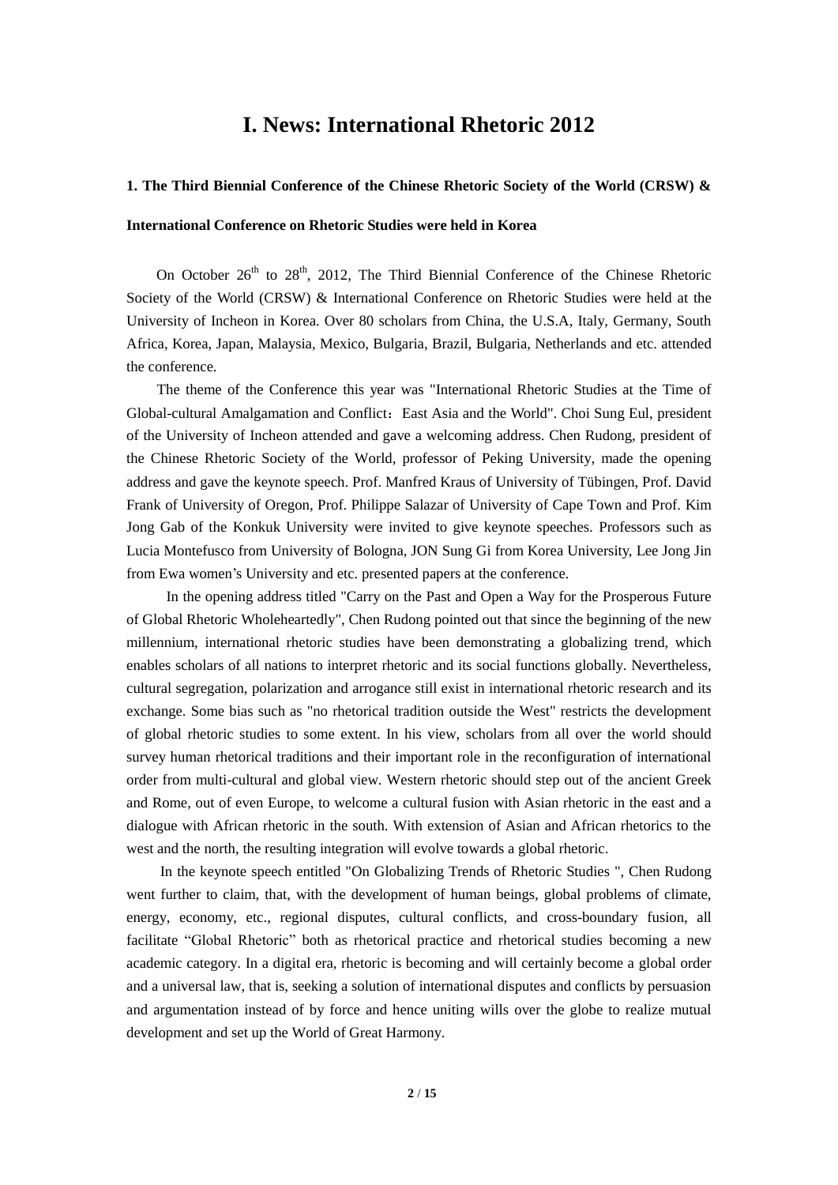# I. News: International Rhetoric 2012

### 1. The Third Biennial Conference of the Chinese Rhetoric Society of the World (CRSW) & International Conference on Rhetoric Studies were held in Korea

On October 26th to 28th, 2012, The Third Biennial Conference of the Chinese Rhetoric Society of the World (CRSW) & International Conference on Rhetoric Studies were held at the University of Incheon in Korea. Over 80 scholars from China, the U.S.A, Italy, Germany, South Africa, Korea, Japan, Malaysia, Mexico, Bulgaria, Brazil, Bulgaria, Netherlands and etc. attended the conference.

The theme of the Conference this year was "International Rhetoric Studies at the Time of Global-cultural Amalgamation and Conflict：East Asia and the World". Choi Sung Eul, president of the University of Incheon attended and gave a welcoming address. Chen Rudong, president of the Chinese Rhetoric Society of the World, professor of Peking University, made the opening address and gave the keynote speech. Prof. Manfred Kraus of University of Tübingen, Prof. David Frank of University of Oregon, Prof. Philippe Salazar of University of Cape Town and Prof. Kim Jong Gab of the Konkuk University were invited to give keynote speeches. Professors such as Lucia Montefusco from University of Bologna, JON Sung Gi from Korea University, Lee Jong Jin from Ewa women's University and etc. presented papers at the conference.

In the opening address titled "Carry on the Past and Open a Way for the Prosperous Future of Global Rhetoric Wholeheartedly", Chen Rudong pointed out that since the beginning of the new millennium, international rhetoric studies have been demonstrating a globalizing trend, which enables scholars of all nations to interpret rhetoric and its social functions globally. Nevertheless, cultural segregation, polarization and arrogance still exist in international rhetoric research and its exchange. Some bias such as "no rhetorical tradition outside the West" restricts the development of global rhetoric studies to some extent. In his view, scholars from all over the world should survey human rhetorical traditions and their important role in the reconfiguration of international order from multi-cultural and global view. Western rhetoric should step out of the ancient Greek and Rome, out of even Europe, to welcome a cultural fusion with Asian rhetoric in the east and a dialogue with African rhetoric in the south. With extension of Asian and African rhetorics to the west and the north, the resulting integration will evolve towards a global rhetoric.

In the keynote speech entitled "On Globalizing Trends of Rhetoric Studies ", Chen Rudong went further to claim, that, with the development of human beings, global problems of climate, energy, economy, etc., regional disputes, cultural conflicts, and cross-boundary fusion, all facilitate "Global Rhetoric" both as rhetorical practice and rhetorical studies becoming a new academic category. In a digital era, rhetoric is becoming and will certainly become a global order and a universal law, that is, seeking a solution of international disputes and conflicts by persuasion and argumentation instead of by force and hence uniting wills over the globe to realize mutual development and set up the World of Great Harmony.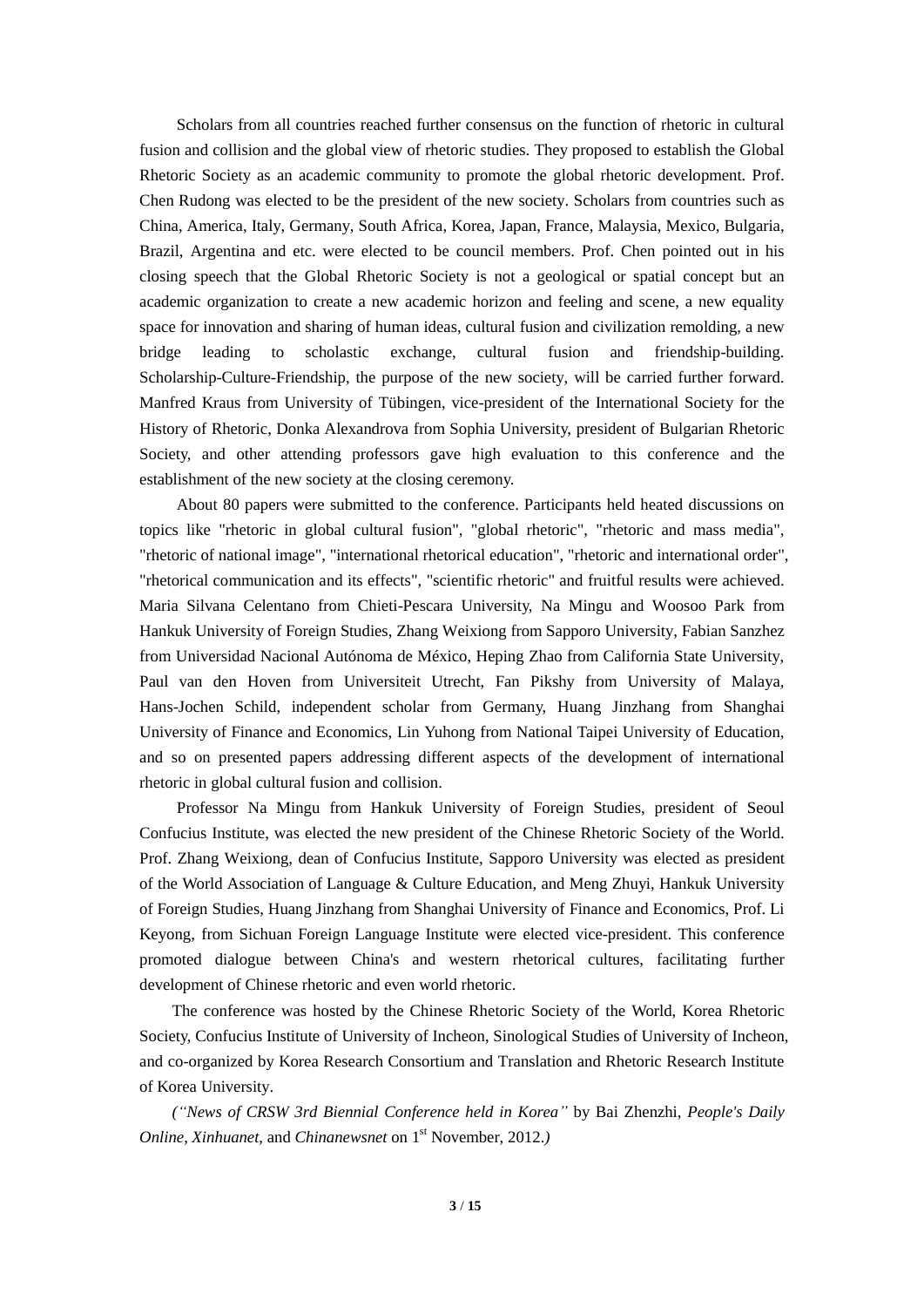Scholars from all countries reached further consensus on the function of rhetoric in cultural fusion and collision and the global view of rhetoric studies. They proposed to establish the Global Rhetoric Society as an academic community to promote the global rhetoric development. Prof. Chen Rudong was elected to be the president of the new society. Scholars from countries such as China, America, Italy, Germany, South Africa, Korea, Japan, France, Malaysia, Mexico, Bulgaria, Brazil, Argentina and etc. were elected to be council members. Prof. Chen pointed out in his closing speech that the Global Rhetoric Society is not a geological or spatial concept but an academic organization to create a new academic horizon and feeling and scene, a new equality space for innovation and sharing of human ideas, cultural fusion and civilization remolding, a new bridge leading to scholastic exchange, cultural fusion and friendship-building. Scholarship-Culture-Friendship, the purpose of the new society, will be carried further forward. Manfred Kraus from University of Tübingen, vice-president of the International Society for the History of Rhetoric, Donka Alexandrova from Sophia University, president of Bulgarian Rhetoric Society, and other attending professors gave high evaluation to this conference and the establishment of the new society at the closing ceremony.

About 80 papers were submitted to the conference. Participants held heated discussions on topics like "rhetoric in global cultural fusion", "global rhetoric", "rhetoric and mass media", "rhetoric of national image", "international rhetorical education", "rhetoric and international order", "rhetorical communication and its effects", "scientific rhetoric" and fruitful results were achieved. Maria Silvana Celentano from Chieti-Pescara University, Na Mingu and Woosoo Park from Hankuk University of Foreign Studies, Zhang Weixiong from Sapporo University, Fabian Sanzhez from Universidad Nacional Autónoma de México, Heping Zhao from California State University, Paul van den Hoven from Universiteit Utrecht, Fan Pikshy from University of Malaya, Hans-Jochen Schild, independent scholar from Germany, Huang Jinzhang from Shanghai University of Finance and Economics, Lin Yuhong from National Taipei University of Education, and so on presented papers addressing different aspects of the development of international rhetoric in global cultural fusion and collision.

Professor Na Mingu from Hankuk University of Foreign Studies, president of Seoul Confucius Institute, was elected the new president of the Chinese Rhetoric Society of the World. Prof. Zhang Weixiong, dean of Confucius Institute, Sapporo University was elected as president of the World Association of Language & Culture Education, and Meng Zhuyi, Hankuk University of Foreign Studies, Huang Jinzhang from Shanghai University of Finance and Economics, Prof. Li Keyong, from Sichuan Foreign Language Institute were elected vice-president. This conference promoted dialogue between China's and western rhetorical cultures, facilitating further development of Chinese rhetoric and even world rhetoric.

The conference was hosted by the Chinese Rhetoric Society of the World, Korea Rhetoric Society, Confucius Institute of University of Incheon, Sinological Studies of University of Incheon, and co-organized by Korea Research Consortium and Translation and Rhetoric Research Institute of Korea University.

*("News of CRSW 3rd Biennial Conference held in Korea"* by Bai Zhenzhi, *People's Daily Online*, *Xinhuanet*, and *Chinanewsnet* on 1st November, 2012.*)*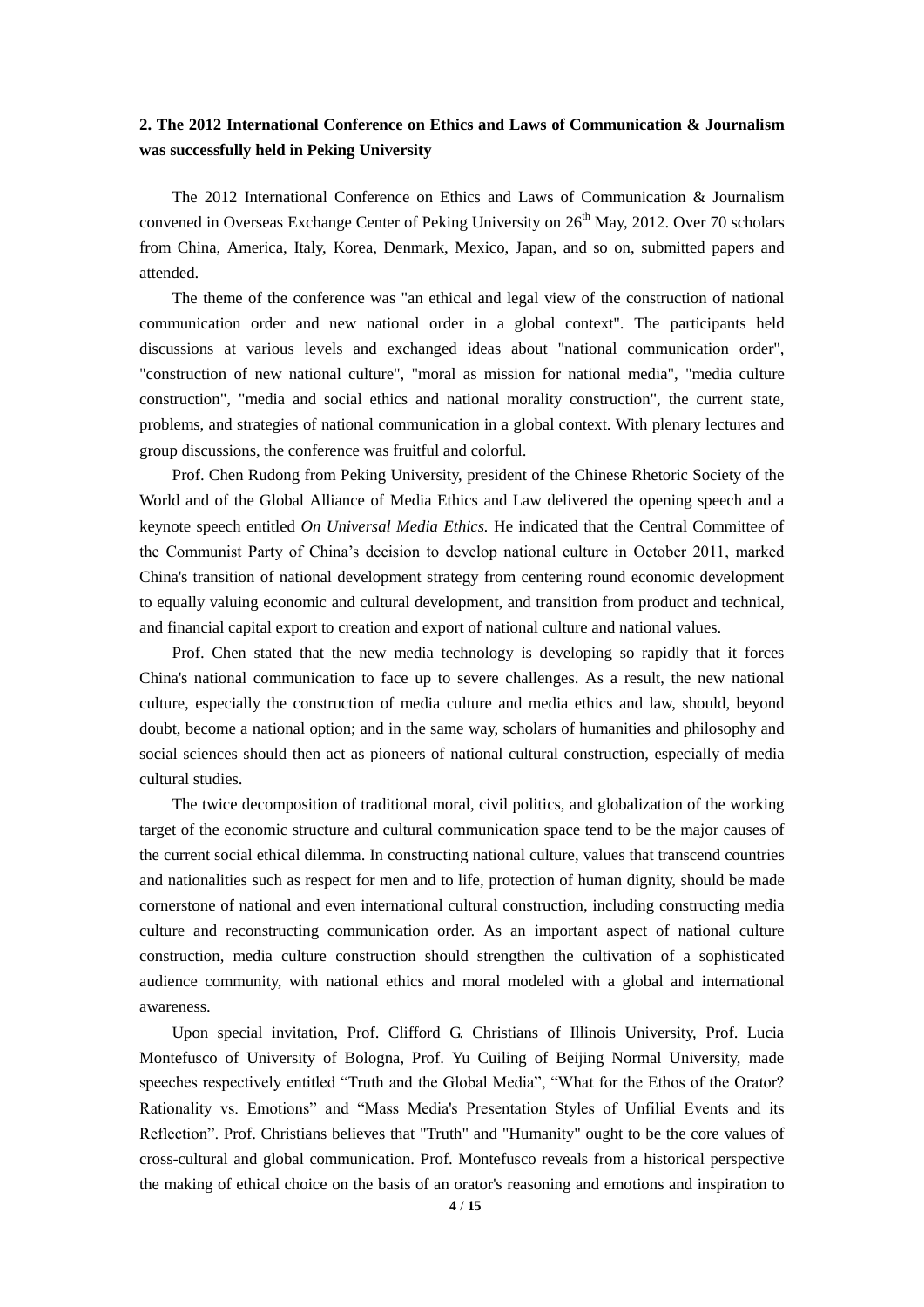**2. The 2012 International Conference on Ethics and Laws of Communication & Journalism was successfully held in Peking University**

The 2012 International Conference on Ethics and Laws of Communication & Journalism convened in Overseas Exchange Center of Peking University on 26th May, 2012. Over 70 scholars from China, America, Italy, Korea, Denmark, Mexico, Japan, and so on, submitted papers and attended.

The theme of the conference was "an ethical and legal view of the construction of national communication order and new national order in a global context". The participants held discussions at various levels and exchanged ideas about "national communication order", "construction of new national culture", "moral as mission for national media", "media culture construction", "media and social ethics and national morality construction", the current state, problems, and strategies of national communication in a global context. With plenary lectures and group discussions, the conference was fruitful and colorful.

Prof. Chen Rudong from Peking University, president of the Chinese Rhetoric Society of the World and of the Global Alliance of Media Ethics and Law delivered the opening speech and a keynote speech entitled *On Universal Media Ethics.* He indicated that the Central Committee of the Communist Party of China's decision to develop national culture in October 2011, marked China's transition of national development strategy from centering round economic development to equally valuing economic and cultural development, and transition from product and technical, and financial capital export to creation and export of national culture and national values.

Prof. Chen stated that the new media technology is developing so rapidly that it forces China's national communication to face up to severe challenges. As a result, the new national culture, especially the construction of media culture and media ethics and law, should, beyond doubt, become a national option; and in the same way, scholars of humanities and philosophy and social sciences should then act as pioneers of national cultural construction, especially of media cultural studies.

The twice decomposition of traditional moral, civil politics, and globalization of the working target of the economic structure and cultural communication space tend to be the major causes of the current social ethical dilemma. In constructing national culture, values that transcend countries and nationalities such as respect for men and to life, protection of human dignity, should be made cornerstone of national and even international cultural construction, including constructing media culture and reconstructing communication order. As an important aspect of national culture construction, media culture construction should strengthen the cultivation of a sophisticated audience community, with national ethics and moral modeled with a global and international awareness.

Upon special invitation, Prof. Clifford G. Christians of Illinois University, Prof. Lucia Montefusco of University of Bologna, Prof. Yu Cuiling of Beijing Normal University, made speeches respectively entitled "Truth and the Global Media", "What for the Ethos of the Orator? Rationality vs. Emotions" and "Mass Media's Presentation Styles of Unfilial Events and its Reflection". Prof. Christians believes that "Truth" and "Humanity" ought to be the core values of cross-cultural and global communication. Prof. Montefusco reveals from a historical perspective the making of ethical choice on the basis of an orator's reasoning and emotions and inspiration to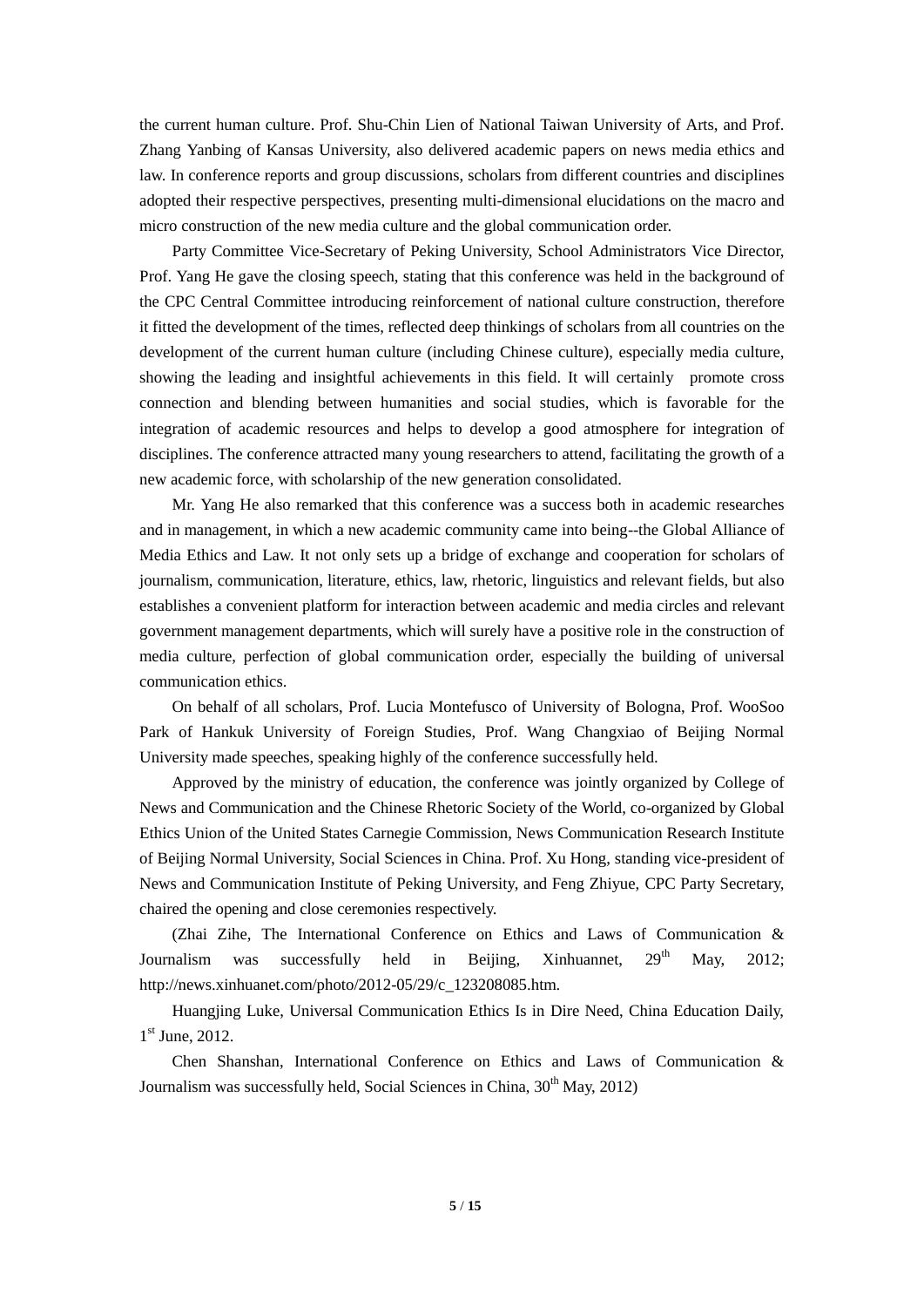the current human culture. Prof. Shu-Chin Lien of National Taiwan University of Arts, and Prof. Zhang Yanbing of Kansas University, also delivered academic papers on news media ethics and law. In conference reports and group discussions, scholars from different countries and disciplines adopted their respective perspectives, presenting multi-dimensional elucidations on the macro and micro construction of the new media culture and the global communication order.

Party Committee Vice-Secretary of Peking University, School Administrators Vice Director, Prof. Yang He gave the closing speech, stating that this conference was held in the background of the CPC Central Committee introducing reinforcement of national culture construction, therefore it fitted the development of the times, reflected deep thinkings of scholars from all countries on the development of the current human culture (including Chinese culture), especially media culture, showing the leading and insightful achievements in this field. It will certainly promote cross connection and blending between humanities and social studies, which is favorable for the integration of academic resources and helps to develop a good atmosphere for integration of disciplines. The conference attracted many young researchers to attend, facilitating the growth of a new academic force, with scholarship of the new generation consolidated.

Mr. Yang He also remarked that this conference was a success both in academic researches and in management, in which a new academic community came into being--the Global Alliance of Media Ethics and Law. It not only sets up a bridge of exchange and cooperation for scholars of journalism, communication, literature, ethics, law, rhetoric, linguistics and relevant fields, but also establishes a convenient platform for interaction between academic and media circles and relevant government management departments, which will surely have a positive role in the construction of media culture, perfection of global communication order, especially the building of universal communication ethics.

On behalf of all scholars, Prof. Lucia Montefusco of University of Bologna, Prof. WooSoo Park of Hankuk University of Foreign Studies, Prof. Wang Changxiao of Beijing Normal University made speeches, speaking highly of the conference successfully held.

Approved by the ministry of education, the conference was jointly organized by College of News and Communication and the Chinese Rhetoric Society of the World, co-organized by Global Ethics Union of the United States Carnegie Commission, News Communication Research Institute of Beijing Normal University, Social Sciences in China. Prof. Xu Hong, standing vice-president of News and Communication Institute of Peking University, and Feng Zhiyue, CPC Party Secretary, chaired the opening and close ceremonies respectively.

(Zhai Zihe, The International Conference on Ethics and Laws of Communication & Journalism was successfully held in Beijing, Xinhuannet, 29th May, 2012; http://news.xinhuanet.com/photo/2012-05/29/c_123208085.htm.

Huangjing Luke, Universal Communication Ethics Is in Dire Need, China Education Daily, 1st June, 2012.

Chen Shanshan, International Conference on Ethics and Laws of Communication & Journalism was successfully held, Social Sciences in China, 30th May, 2012)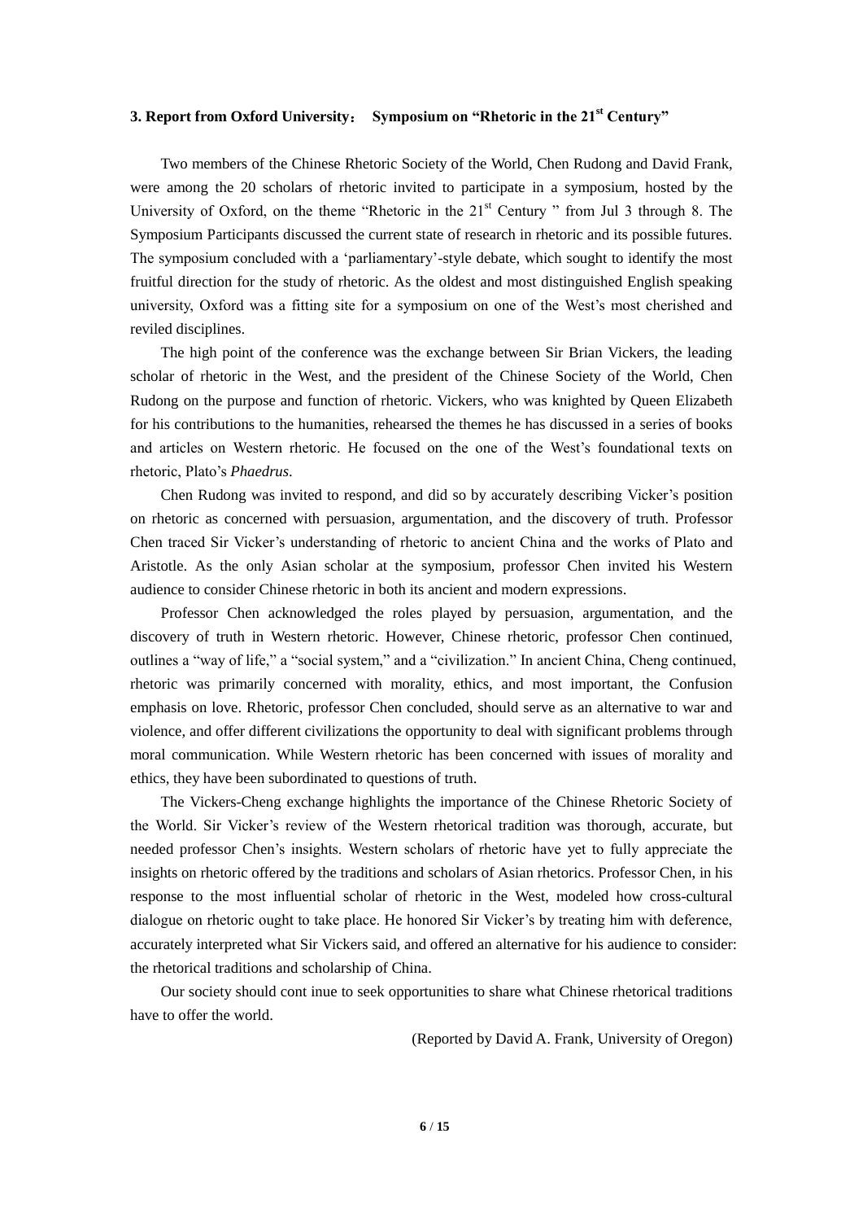### 3. Report from Oxford University： Symposium on "Rhetoric in the 21st Century"

Two members of the Chinese Rhetoric Society of the World, Chen Rudong and David Frank, were among the 20 scholars of rhetoric invited to participate in a symposium, hosted by the University of Oxford, on the theme "Rhetoric in the 21st Century " from Jul 3 through 8. The Symposium Participants discussed the current state of research in rhetoric and its possible futures. The symposium concluded with a 'parliamentary'-style debate, which sought to identify the most fruitful direction for the study of rhetoric. As the oldest and most distinguished English speaking university, Oxford was a fitting site for a symposium on one of the West's most cherished and reviled disciplines.

The high point of the conference was the exchange between Sir Brian Vickers, the leading scholar of rhetoric in the West, and the president of the Chinese Society of the World, Chen Rudong on the purpose and function of rhetoric. Vickers, who was knighted by Queen Elizabeth for his contributions to the humanities, rehearsed the themes he has discussed in a series of books and articles on Western rhetoric. He focused on the one of the West's foundational texts on rhetoric, Plato's *Phaedrus*.

Chen Rudong was invited to respond, and did so by accurately describing Vicker's position on rhetoric as concerned with persuasion, argumentation, and the discovery of truth. Professor Chen traced Sir Vicker's understanding of rhetoric to ancient China and the works of Plato and Aristotle. As the only Asian scholar at the symposium, professor Chen invited his Western audience to consider Chinese rhetoric in both its ancient and modern expressions.

Professor Chen acknowledged the roles played by persuasion, argumentation, and the discovery of truth in Western rhetoric. However, Chinese rhetoric, professor Chen continued, outlines a "way of life," a "social system," and a "civilization." In ancient China, Cheng continued, rhetoric was primarily concerned with morality, ethics, and most important, the Confusion emphasis on love. Rhetoric, professor Chen concluded, should serve as an alternative to war and violence, and offer different civilizations the opportunity to deal with significant problems through moral communication. While Western rhetoric has been concerned with issues of morality and ethics, they have been subordinated to questions of truth.

The Vickers-Cheng exchange highlights the importance of the Chinese Rhetoric Society of the World. Sir Vicker's review of the Western rhetorical tradition was thorough, accurate, but needed professor Chen's insights. Western scholars of rhetoric have yet to fully appreciate the insights on rhetoric offered by the traditions and scholars of Asian rhetorics. Professor Chen, in his response to the most influential scholar of rhetoric in the West, modeled how cross-cultural dialogue on rhetoric ought to take place. He honored Sir Vicker's by treating him with deference, accurately interpreted what Sir Vickers said, and offered an alternative for his audience to consider: the rhetorical traditions and scholarship of China.

Our society should cont inue to seek opportunities to share what Chinese rhetorical traditions have to offer the world.

(Reported by David A. Frank, University of Oregon)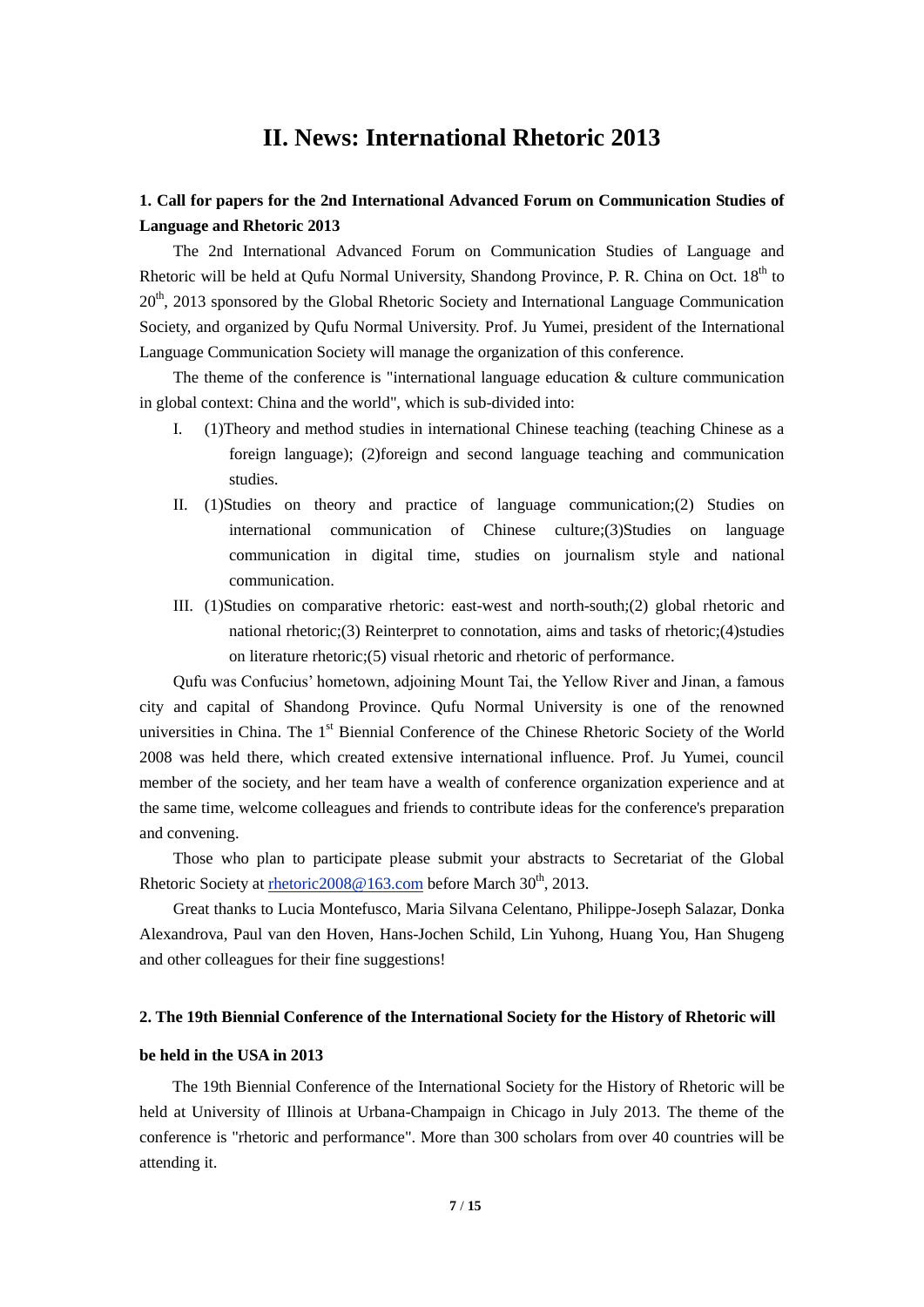# II. News: International Rhetoric 2013

### 1. Call for papers for the 2nd International Advanced Forum on Communication Studies of Language and Rhetoric 2013

The 2nd International Advanced Forum on Communication Studies of Language and Rhetoric will be held at Qufu Normal University, Shandong Province, P. R. China on Oct. 18th to 20th, 2013 sponsored by the Global Rhetoric Society and International Language Communication Society, and organized by Qufu Normal University. Prof. Ju Yumei, president of the International Language Communication Society will manage the organization of this conference.

The theme of the conference is "international language education & culture communication in global context: China and the world", which is sub-divided into:

I. (1)Theory and method studies in international Chinese teaching (teaching Chinese as a foreign language); (2)foreign and second language teaching and communication studies.

II. (1)Studies on theory and practice of language communication;(2) Studies on international communication of Chinese culture;(3)Studies on language communication in digital time, studies on journalism style and national communication.

III. (1)Studies on comparative rhetoric: east-west and north-south;(2) global rhetoric and national rhetoric;(3) Reinterpret to connotation, aims and tasks of rhetoric;(4)studies on literature rhetoric;(5) visual rhetoric and rhetoric of performance.

Qufu was Confucius' hometown, adjoining Mount Tai, the Yellow River and Jinan, a famous city and capital of Shandong Province. Qufu Normal University is one of the renowned universities in China. The 1st Biennial Conference of the Chinese Rhetoric Society of the World 2008 was held there, which created extensive international influence. Prof. Ju Yumei, council member of the society, and her team have a wealth of conference organization experience and at the same time, welcome colleagues and friends to contribute ideas for the conference's preparation and convening.

Those who plan to participate please submit your abstracts to Secretariat of the Global Rhetoric Society at rhetoric2008@163.com before March 30th, 2013.

Great thanks to Lucia Montefusco, Maria Silvana Celentano, Philippe-Joseph Salazar, Donka Alexandrova, Paul van den Hoven, Hans-Jochen Schild, Lin Yuhong, Huang You, Han Shugeng and other colleagues for their fine suggestions!

### 2. The 19th Biennial Conference of the International Society for the History of Rhetoric will be held in the USA in 2013

The 19th Biennial Conference of the International Society for the History of Rhetoric will be held at University of Illinois at Urbana-Champaign in Chicago in July 2013. The theme of the conference is "rhetoric and performance". More than 300 scholars from over 40 countries will be attending it.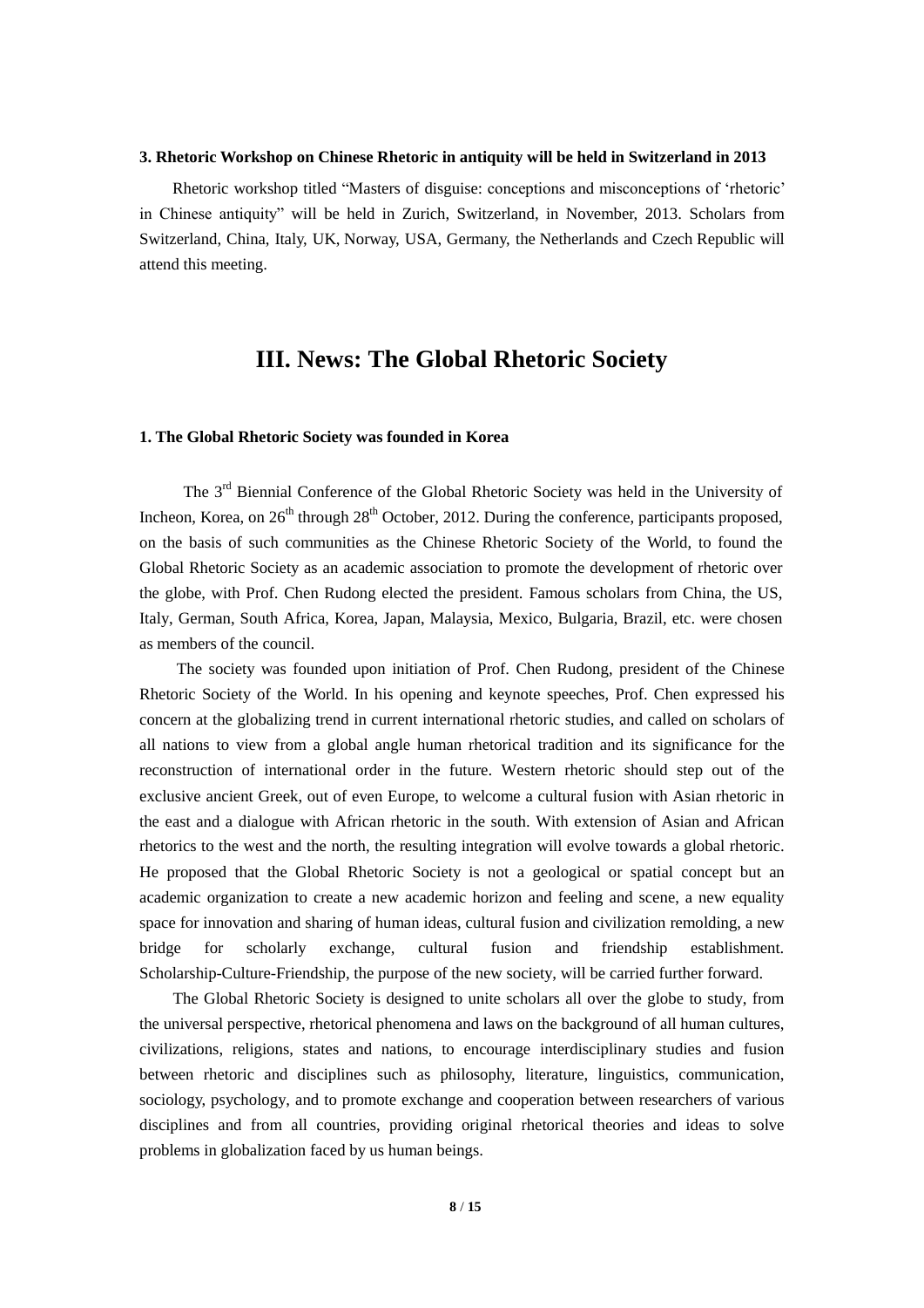### 3. Rhetoric Workshop on Chinese Rhetoric in antiquity will be held in Switzerland in 2013

Rhetoric workshop titled "Masters of disguise: conceptions and misconceptions of 'rhetoric' in Chinese antiquity" will be held in Zurich, Switzerland, in November, 2013. Scholars from Switzerland, China, Italy, UK, Norway, USA, Germany, the Netherlands and Czech Republic will attend this meeting.

## III. News: The Global Rhetoric Society

### 1. The Global Rhetoric Society was founded in Korea

The 3rd Biennial Conference of the Global Rhetoric Society was held in the University of Incheon, Korea, on 26th through 28th October, 2012. During the conference, participants proposed, on the basis of such communities as the Chinese Rhetoric Society of the World, to found the Global Rhetoric Society as an academic association to promote the development of rhetoric over the globe, with Prof. Chen Rudong elected the president. Famous scholars from China, the US, Italy, German, South Africa, Korea, Japan, Malaysia, Mexico, Bulgaria, Brazil, etc. were chosen as members of the council.

The society was founded upon initiation of Prof. Chen Rudong, president of the Chinese Rhetoric Society of the World. In his opening and keynote speeches, Prof. Chen expressed his concern at the globalizing trend in current international rhetoric studies, and called on scholars of all nations to view from a global angle human rhetorical tradition and its significance for the reconstruction of international order in the future. Western rhetoric should step out of the exclusive ancient Greek, out of even Europe, to welcome a cultural fusion with Asian rhetoric in the east and a dialogue with African rhetoric in the south. With extension of Asian and African rhetorics to the west and the north, the resulting integration will evolve towards a global rhetoric. He proposed that the Global Rhetoric Society is not a geological or spatial concept but an academic organization to create a new academic horizon and feeling and scene, a new equality space for innovation and sharing of human ideas, cultural fusion and civilization remolding, a new bridge for scholarly exchange, cultural fusion and friendship establishment. Scholarship-Culture-Friendship, the purpose of the new society, will be carried further forward.

The Global Rhetoric Society is designed to unite scholars all over the globe to study, from the universal perspective, rhetorical phenomena and laws on the background of all human cultures, civilizations, religions, states and nations, to encourage interdisciplinary studies and fusion between rhetoric and disciplines such as philosophy, literature, linguistics, communication, sociology, psychology, and to promote exchange and cooperation between researchers of various disciplines and from all countries, providing original rhetorical theories and ideas to solve problems in globalization faced by us human beings.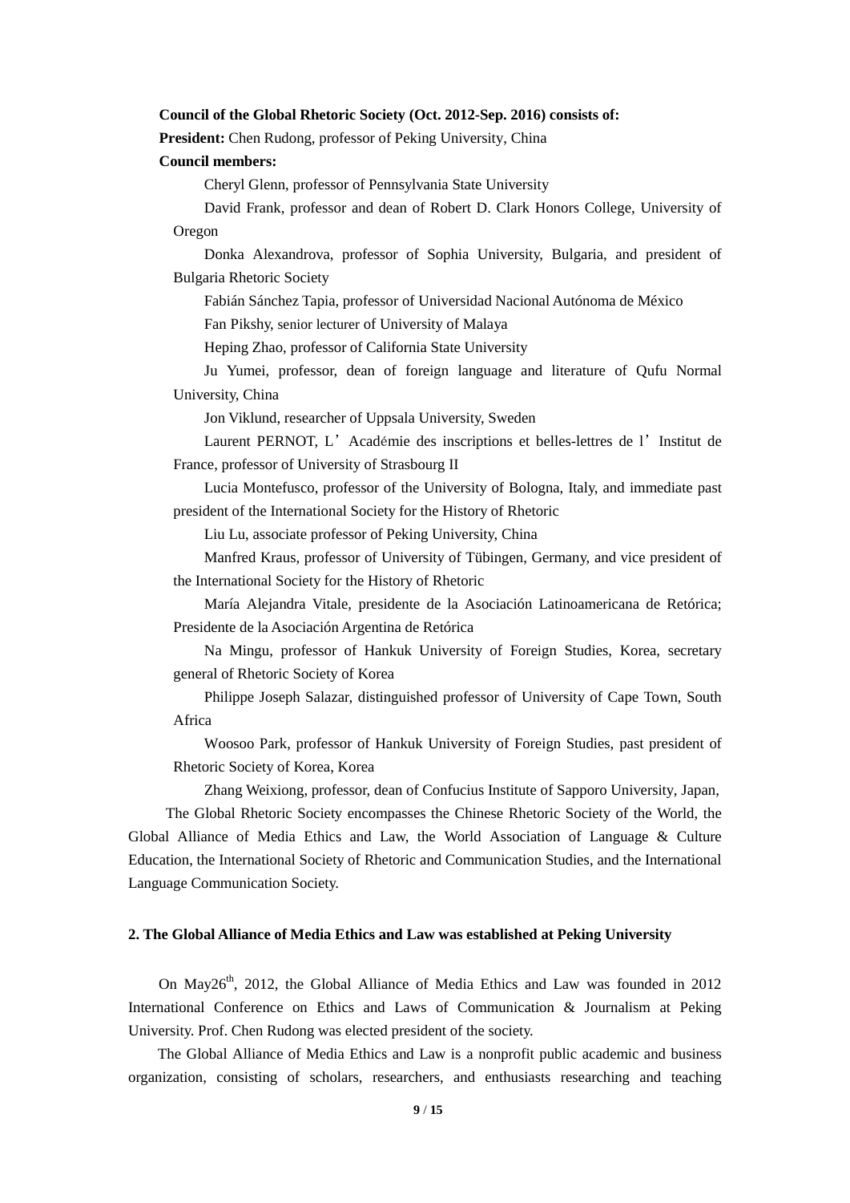**Council of the Global Rhetoric Society (Oct. 2012-Sep. 2016) consists of:**

**President:** Chen Rudong, professor of Peking University, China

**Council members:**

Cheryl Glenn, professor of Pennsylvania State University

David Frank, professor and dean of Robert D. Clark Honors College, University of Oregon

Donka Alexandrova, professor of Sophia University, Bulgaria, and president of Bulgaria Rhetoric Society

Fabián Sánchez Tapia, professor of Universidad Nacional Autónoma de México

Fan Pikshy, senior lecturer of University of Malaya

Heping Zhao, professor of California State University

Ju Yumei, professor, dean of foreign language and literature of Qufu Normal University, China

Jon Viklund, researcher of Uppsala University, Sweden

Laurent PERNOT, L'Académie des inscriptions et belles-lettres de l'Institut de France, professor of University of Strasbourg II

Lucia Montefusco, professor of the University of Bologna, Italy, and immediate past president of the International Society for the History of Rhetoric

Liu Lu, associate professor of Peking University, China

Manfred Kraus, professor of University of Tübingen, Germany, and vice president of the International Society for the History of Rhetoric

María Alejandra Vitale, presidente de la Asociación Latinoamericana de Retórica; Presidente de la Asociación Argentina de Retórica

Na Mingu, professor of Hankuk University of Foreign Studies, Korea, secretary general of Rhetoric Society of Korea

Philippe Joseph Salazar, distinguished professor of University of Cape Town, South Africa

Woosoo Park, professor of Hankuk University of Foreign Studies, past president of Rhetoric Society of Korea, Korea

Zhang Weixiong, professor, dean of Confucius Institute of Sapporo University, Japan,

The Global Rhetoric Society encompasses the Chinese Rhetoric Society of the World, the Global Alliance of Media Ethics and Law, the World Association of Language & Culture Education, the International Society of Rhetoric and Communication Studies, and the International Language Communication Society.

## 2. The Global Alliance of Media Ethics and Law was established at Peking University

On May26th, 2012, the Global Alliance of Media Ethics and Law was founded in 2012 International Conference on Ethics and Laws of Communication & Journalism at Peking University. Prof. Chen Rudong was elected president of the society.

The Global Alliance of Media Ethics and Law is a nonprofit public academic and business organization, consisting of scholars, researchers, and enthusiasts researching and teaching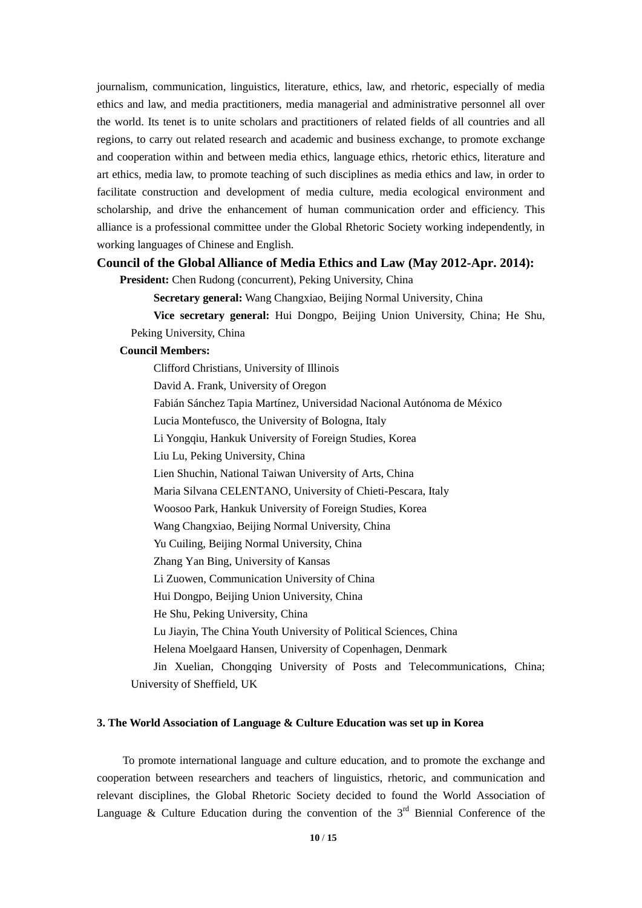journalism, communication, linguistics, literature, ethics, law, and rhetoric, especially of media ethics and law, and media practitioners, media managerial and administrative personnel all over the world. Its tenet is to unite scholars and practitioners of related fields of all countries and all regions, to carry out related research and academic and business exchange, to promote exchange and cooperation within and between media ethics, language ethics, rhetoric ethics, literature and art ethics, media law, to promote teaching of such disciplines as media ethics and law, in order to facilitate construction and development of media culture, media ecological environment and scholarship, and drive the enhancement of human communication order and efficiency. This alliance is a professional committee under the Global Rhetoric Society working independently, in working languages of Chinese and English.

### Council of the Global Alliance of Media Ethics and Law (May 2012-Apr. 2014):

**President:** Chen Rudong (concurrent), Peking University, China

**Secretary general:** Wang Changxiao, Beijing Normal University, China

**Vice secretary general:** Hui Dongpo, Beijing Union University, China; He Shu, Peking University, China

**Council Members:**

Clifford Christians, University of Illinois

David A. Frank, University of Oregon

Fabián Sánchez Tapia Martínez, Universidad Nacional Autónoma de México

Lucia Montefusco, the University of Bologna, Italy

Li Yongqiu, Hankuk University of Foreign Studies, Korea

Liu Lu, Peking University, China

Lien Shuchin, National Taiwan University of Arts, China

Maria Silvana CELENTANO, University of Chieti-Pescara, Italy

Woosoo Park, Hankuk University of Foreign Studies, Korea

Wang Changxiao, Beijing Normal University, China

Yu Cuiling, Beijing Normal University, China

Zhang Yan Bing, University of Kansas

Li Zuowen, Communication University of China

Hui Dongpo, Beijing Union University, China

He Shu, Peking University, China

Lu Jiayin, The China Youth University of Political Sciences, China

Helena Moelgaard Hansen, University of Copenhagen, Denmark

Jin Xuelian, Chongqing University of Posts and Telecommunications, China; University of Sheffield, UK

### 3. The World Association of Language & Culture Education was set up in Korea

To promote international language and culture education, and to promote the exchange and cooperation between researchers and teachers of linguistics, rhetoric, and communication and relevant disciplines, the Global Rhetoric Society decided to found the World Association of Language & Culture Education during the convention of the 3rd Biennial Conference of the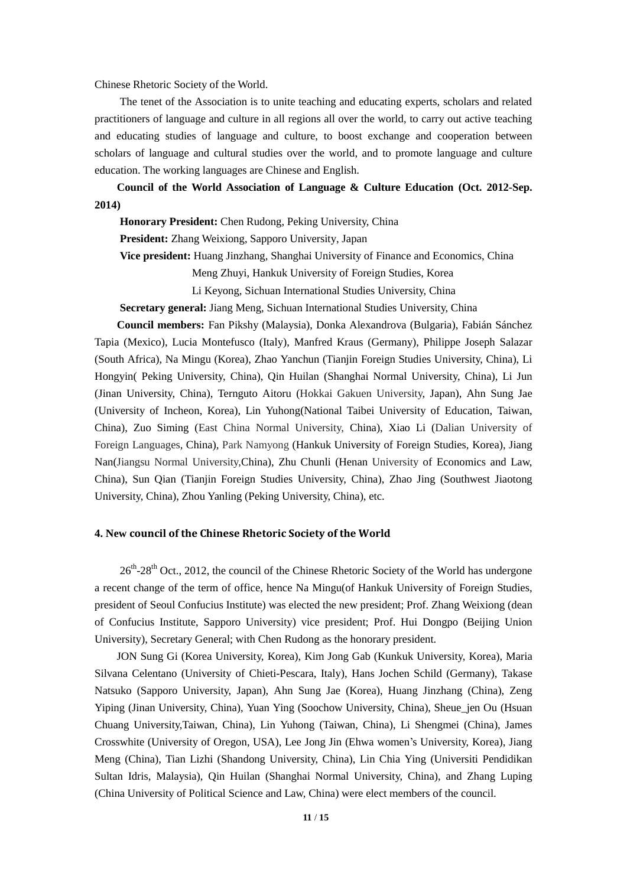Chinese Rhetoric Society of the World.

The tenet of the Association is to unite teaching and educating experts, scholars and related practitioners of language and culture in all regions all over the world, to carry out active teaching and educating studies of language and culture, to boost exchange and cooperation between scholars of language and cultural studies over the world, and to promote language and culture education. The working languages are Chinese and English.

**Council of the World Association of Language & Culture Education (Oct. 2012-Sep. 2014)**

**Honorary President:** Chen Rudong, Peking University, China

**President:** Zhang Weixiong, Sapporo University, Japan

**Vice president:** Huang Jinzhang, Shanghai University of Finance and Economics, China
Meng Zhuyi, Hankuk University of Foreign Studies, Korea
Li Keyong, Sichuan International Studies University, China

**Secretary general:** Jiang Meng, Sichuan International Studies University, China

**Council members:** Fan Pikshy (Malaysia), Donka Alexandrova (Bulgaria), Fabián Sánchez Tapia (Mexico), Lucia Montefusco (Italy), Manfred Kraus (Germany), Philippe Joseph Salazar (South Africa), Na Mingu (Korea), Zhao Yanchun (Tianjin Foreign Studies University, China), Li Hongyin( Peking University, China), Qin Huilan (Shanghai Normal University, China), Li Jun (Jinan University, China), Ternguto Aitoru (Hokkai Gakuen University, Japan), Ahn Sung Jae (University of Incheon, Korea), Lin Yuhong(National Taibei University of Education, Taiwan, China), Zuo Siming (East China Normal University, China), Xiao Li (Dalian University of Foreign Languages, China), Park Namyong (Hankuk University of Foreign Studies, Korea), Jiang Nan(Jiangsu Normal University,China), Zhu Chunli (Henan University of Economics and Law, China), Sun Qian (Tianjin Foreign Studies University, China), Zhao Jing (Southwest Jiaotong University, China), Zhou Yanling (Peking University, China), etc.

#### 4. New council of the Chinese Rhetoric Society of the World

26th-28th Oct., 2012, the council of the Chinese Rhetoric Society of the World has undergone a recent change of the term of office, hence Na Mingu(of Hankuk University of Foreign Studies, president of Seoul Confucius Institute) was elected the new president; Prof. Zhang Weixiong (dean of Confucius Institute, Sapporo University) vice president; Prof. Hui Dongpo (Beijing Union University), Secretary General; with Chen Rudong as the honorary president.

JON Sung Gi (Korea University, Korea), Kim Jong Gab (Kunkuk University, Korea), Maria Silvana Celentano (University of Chieti-Pescara, Italy), Hans Jochen Schild (Germany), Takase Natsuko (Sapporo University, Japan), Ahn Sung Jae (Korea), Huang Jinzhang (China), Zeng Yiping (Jinan University, China), Yuan Ying (Soochow University, China), Sheue_jen Ou (Hsuan Chuang University,Taiwan, China), Lin Yuhong (Taiwan, China), Li Shengmei (China), James Crosswhite (University of Oregon, USA), Lee Jong Jin (Ehwa women's University, Korea), Jiang Meng (China), Tian Lizhi (Shandong University, China), Lin Chia Ying (Universiti Pendidikan Sultan Idris, Malaysia), Qin Huilan (Shanghai Normal University, China), and Zhang Luping (China University of Political Science and Law, China) were elect members of the council.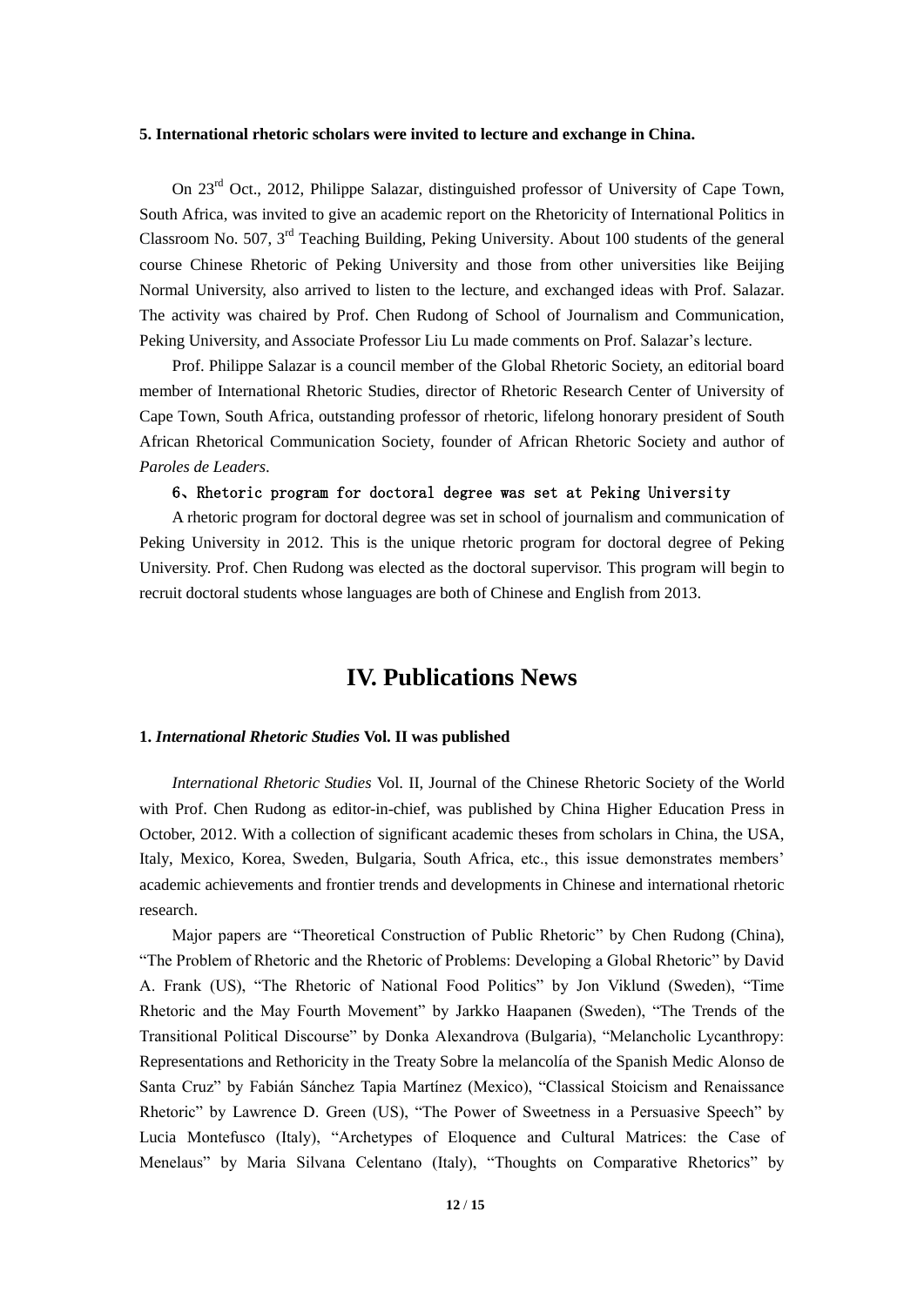**5. International rhetoric scholars were invited to lecture and exchange in China.**

On 23rd Oct., 2012, Philippe Salazar, distinguished professor of University of Cape Town, South Africa, was invited to give an academic report on the Rhetoricity of International Politics in Classroom No. 507, 3rd Teaching Building, Peking University. About 100 students of the general course Chinese Rhetoric of Peking University and those from other universities like Beijing Normal University, also arrived to listen to the lecture, and exchanged ideas with Prof. Salazar. The activity was chaired by Prof. Chen Rudong of School of Journalism and Communication, Peking University, and Associate Professor Liu Lu made comments on Prof. Salazar's lecture.

Prof. Philippe Salazar is a council member of the Global Rhetoric Society, an editorial board member of International Rhetoric Studies, director of Rhetoric Research Center of University of Cape Town, South Africa, outstanding professor of rhetoric, lifelong honorary president of South African Rhetorical Communication Society, founder of African Rhetoric Society and author of *Paroles de Leaders*.

**6、Rhetoric program for doctoral degree was set at Peking University**

A rhetoric program for doctoral degree was set in school of journalism and communication of Peking University in 2012. This is the unique rhetoric program for doctoral degree of Peking University. Prof. Chen Rudong was elected as the doctoral supervisor. This program will begin to recruit doctoral students whose languages are both of Chinese and English from 2013.

# IV. Publications News

**1. *International Rhetoric Studies* Vol. II was published**

*International Rhetoric Studies* Vol. II, Journal of the Chinese Rhetoric Society of the World with Prof. Chen Rudong as editor-in-chief, was published by China Higher Education Press in October, 2012. With a collection of significant academic theses from scholars in China, the USA, Italy, Mexico, Korea, Sweden, Bulgaria, South Africa, etc., this issue demonstrates members' academic achievements and frontier trends and developments in Chinese and international rhetoric research.

Major papers are "Theoretical Construction of Public Rhetoric" by Chen Rudong (China), "The Problem of Rhetoric and the Rhetoric of Problems: Developing a Global Rhetoric" by David A. Frank (US), "The Rhetoric of National Food Politics" by Jon Viklund (Sweden), "Time Rhetoric and the May Fourth Movement" by Jarkko Haapanen (Sweden), "The Trends of the Transitional Political Discourse" by Donka Alexandrova (Bulgaria), "Melancholic Lycanthropy: Representations and Rethoricity in the Treaty Sobre la melancolía of the Spanish Medic Alonso de Santa Cruz" by Fabián Sánchez Tapia Martínez (Mexico), "Classical Stoicism and Renaissance Rhetoric" by Lawrence D. Green (US), "The Power of Sweetness in a Persuasive Speech" by Lucia Montefusco (Italy), "Archetypes of Eloquence and Cultural Matrices: the Case of Menelaus" by Maria Silvana Celentano (Italy), "Thoughts on Comparative Rhetorics" by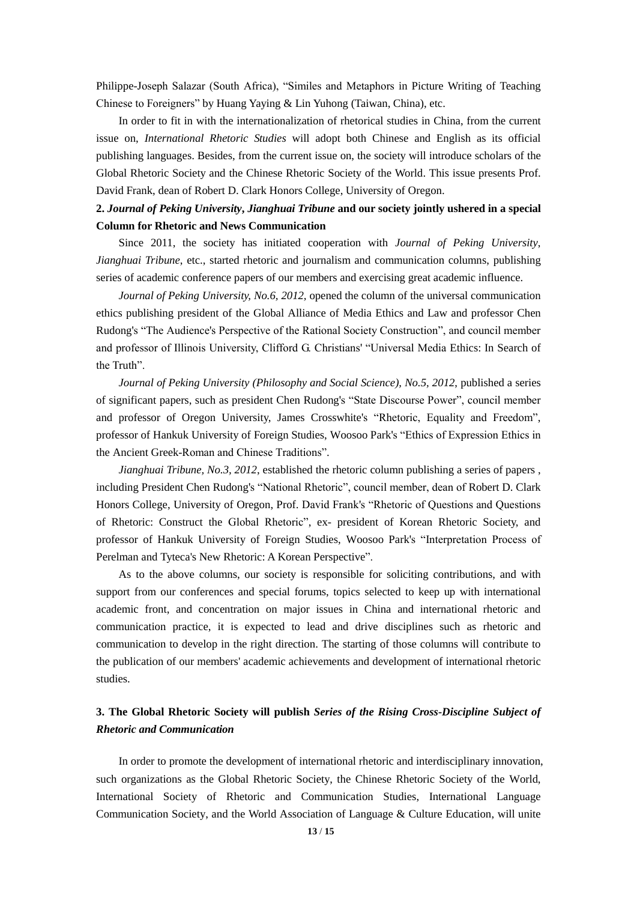Philippe-Joseph Salazar (South Africa), "Similes and Metaphors in Picture Writing of Teaching Chinese to Foreigners" by Huang Yaying & Lin Yuhong (Taiwan, China), etc.

In order to fit in with the internationalization of rhetorical studies in China, from the current issue on, *International Rhetoric Studies* will adopt both Chinese and English as its official publishing languages. Besides, from the current issue on, the society will introduce scholars of the Global Rhetoric Society and the Chinese Rhetoric Society of the World. This issue presents Prof. David Frank, dean of Robert D. Clark Honors College, University of Oregon.

**2. *Journal of Peking University*, *Jianghuai Tribune* and our society jointly ushered in a special Column for Rhetoric and News Communication**

Since 2011, the society has initiated cooperation with *Journal of Peking University*, *Jianghuai Tribune*, etc., started rhetoric and journalism and communication columns, publishing series of academic conference papers of our members and exercising great academic influence.

*Journal of Peking University, No.6, 2012,* opened the column of the universal communication ethics publishing president of the Global Alliance of Media Ethics and Law and professor Chen Rudong's "The Audience's Perspective of the Rational Society Construction", and council member and professor of Illinois University, Clifford G. Christians' "Universal Media Ethics: In Search of the Truth".

*Journal of Peking University (Philosophy and Social Science), No.5, 2012*, published a series of significant papers, such as president Chen Rudong's "State Discourse Power", council member and professor of Oregon University, James Crosswhite's "Rhetoric, Equality and Freedom", professor of Hankuk University of Foreign Studies, Woosoo Park's "Ethics of Expression Ethics in the Ancient Greek-Roman and Chinese Traditions".

*Jianghuai Tribune, No.3, 2012*, established the rhetoric column publishing a series of papers , including President Chen Rudong's "National Rhetoric", council member, dean of Robert D. Clark Honors College, University of Oregon, Prof. David Frank's "Rhetoric of Questions and Questions of Rhetoric: Construct the Global Rhetoric", ex- president of Korean Rhetoric Society, and professor of Hankuk University of Foreign Studies, Woosoo Park's "Interpretation Process of Perelman and Tyteca's New Rhetoric: A Korean Perspective".

As to the above columns, our society is responsible for soliciting contributions, and with support from our conferences and special forums, topics selected to keep up with international academic front, and concentration on major issues in China and international rhetoric and communication practice, it is expected to lead and drive disciplines such as rhetoric and communication to develop in the right direction. The starting of those columns will contribute to the publication of our members' academic achievements and development of international rhetoric studies.

**3. The Global Rhetoric Society will publish *Series of the Rising Cross-Discipline Subject of Rhetoric and Communication***

In order to promote the development of international rhetoric and interdisciplinary innovation, such organizations as the Global Rhetoric Society, the Chinese Rhetoric Society of the World, International Society of Rhetoric and Communication Studies, International Language Communication Society, and the World Association of Language & Culture Education, will unite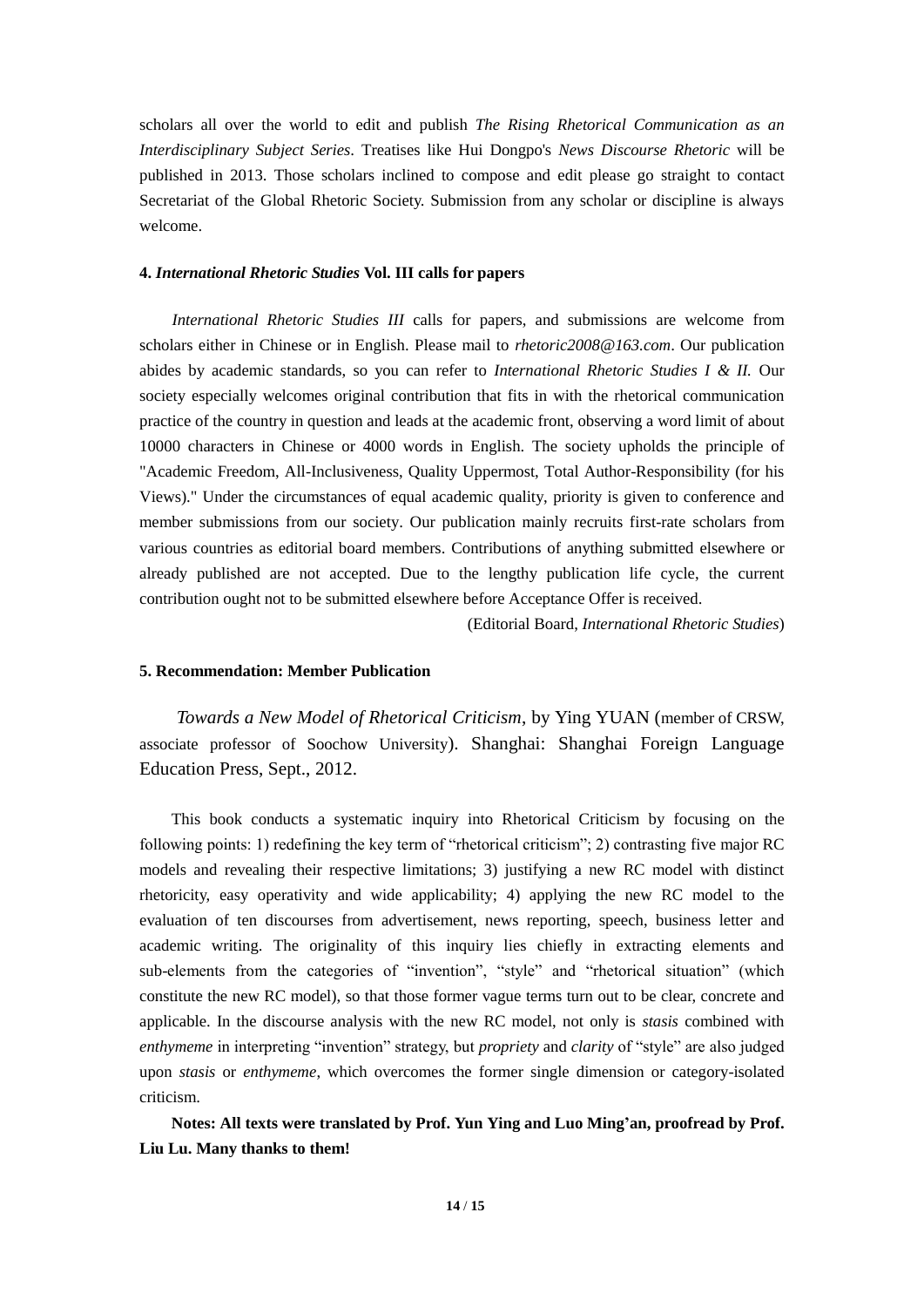scholars all over the world to edit and publish *The Rising Rhetorical Communication as an Interdisciplinary Subject Series*. Treatises like Hui Dongpo's *News Discourse Rhetoric* will be published in 2013. Those scholars inclined to compose and edit please go straight to contact Secretariat of the Global Rhetoric Society. Submission from any scholar or discipline is always welcome.

#### 4. *International Rhetoric Studies* Vol. III calls for papers

*International Rhetoric Studies III* calls for papers, and submissions are welcome from scholars either in Chinese or in English. Please mail to *rhetoric2008@163.com*. Our publication abides by academic standards, so you can refer to *International Rhetoric Studies I & II.* Our society especially welcomes original contribution that fits in with the rhetorical communication practice of the country in question and leads at the academic front, observing a word limit of about 10000 characters in Chinese or 4000 words in English. The society upholds the principle of "Academic Freedom, All-Inclusiveness, Quality Uppermost, Total Author-Responsibility (for his Views)." Under the circumstances of equal academic quality, priority is given to conference and member submissions from our society. Our publication mainly recruits first-rate scholars from various countries as editorial board members. Contributions of anything submitted elsewhere or already published are not accepted. Due to the lengthy publication life cycle, the current contribution ought not to be submitted elsewhere before Acceptance Offer is received.

(Editorial Board, *International Rhetoric Studies*)

#### 5. Recommendation: Member Publication

*Towards a New Model of Rhetorical Criticism*, by Ying YUAN (member of CRSW, associate professor of Soochow University). Shanghai: Shanghai Foreign Language Education Press, Sept., 2012.

This book conducts a systematic inquiry into Rhetorical Criticism by focusing on the following points: 1) redefining the key term of "rhetorical criticism"; 2) contrasting five major RC models and revealing their respective limitations; 3) justifying a new RC model with distinct rhetoricity, easy operativity and wide applicability; 4) applying the new RC model to the evaluation of ten discourses from advertisement, news reporting, speech, business letter and academic writing. The originality of this inquiry lies chiefly in extracting elements and sub-elements from the categories of "invention", "style" and "rhetorical situation" (which constitute the new RC model), so that those former vague terms turn out to be clear, concrete and applicable. In the discourse analysis with the new RC model, not only is *stasis* combined with *enthymeme* in interpreting "invention" strategy, but *propriety* and *clarity* of "style" are also judged upon *stasis* or *enthymeme*, which overcomes the former single dimension or category-isolated criticism.

**Notes: All texts were translated by Prof. Yun Ying and Luo Ming'an, proofread by Prof. Liu Lu. Many thanks to them!**